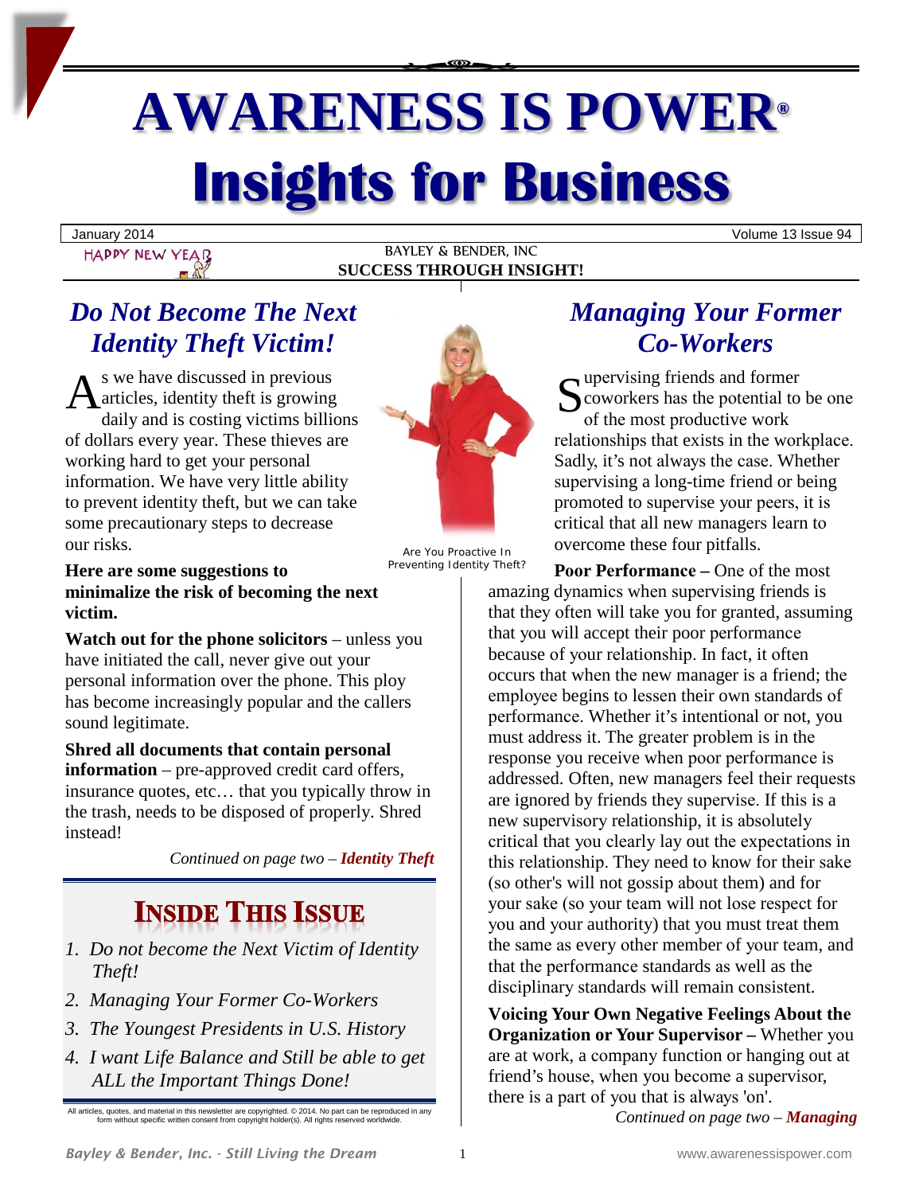# AWARENESS IS POWER®

# Insights for Business

January 2014 | Volume 13 Issue 94

HAPPY NEW YEAR

BAYLEY & BENDER, INC

**SUCCESS THROUGH INSIGHT!**

## *Do Not Become The Next Identity Theft Victim!*

As we have discussed in previous articles, identity theft is growing daily and is costing victims billions of dollars every year. These thieves are working hard to get your personal information. We have very little ability to prevent identity theft, but we can take some precautionary steps to decrease our risks.

Are You Proactive In Preventing Identity Theft?

**Here are some suggestions to minimalize the risk of becoming the next victim.**

**Watch out for the phone solicitors** – unless you have initiated the call, never give out your personal information over the phone. This ploy has become increasingly popular and the callers sound legitimate.

**Shred all documents that contain personal information** – pre-approved credit card offers, insurance quotes, etc… that you typically throw in the trash, needs to be disposed of properly. Shred instead!

*Continued on page two –* ***Identity Theft***

## INSIDE THIS ISSUE

1. *Do not become the Next Victim of Identity Theft!*
2. *Managing Your Former Co-Workers*
3. *The Youngest Presidents in U.S. History*
4. *I want Life Balance and Still be able to get ALL the Important Things Done!*

All articles, quotes, and material in this newsletter are copyrighted. © 2014. No part can be reproduced in any form without specific written consent from copyright holder(s). All rights reserved worldwide.

## *Managing Your Former Co-Workers*

Supervising friends and former coworkers has the potential to be one of the most productive work relationships that exists in the workplace. Sadly, it's not always the case. Whether supervising a long-time friend or being promoted to supervise your peers, it is critical that all new managers learn to overcome these four pitfalls.

**Poor Performance –** One of the most amazing dynamics when supervising friends is that they often will take you for granted, assuming that you will accept their poor performance because of your relationship. In fact, it often occurs that when the new manager is a friend; the employee begins to lessen their own standards of performance. Whether it's intentional or not, you must address it. The greater problem is in the response you receive when poor performance is addressed. Often, new managers feel their requests are ignored by friends they supervise. If this is a new supervisory relationship, it is absolutely critical that you clearly lay out the expectations in this relationship. They need to know for their sake (so other's will not gossip about them) and for your sake (so your team will not lose respect for you and your authority) that you must treat them the same as every other member of your team, and that the performance standards as well as the disciplinary standards will remain consistent.

**Voicing Your Own Negative Feelings About the Organization or Your Supervisor –** Whether you are at work, a company function or hanging out at friend's house, when you become a supervisor, there is a part of you that is always 'on'.

*Continued on page two –* ***Managing***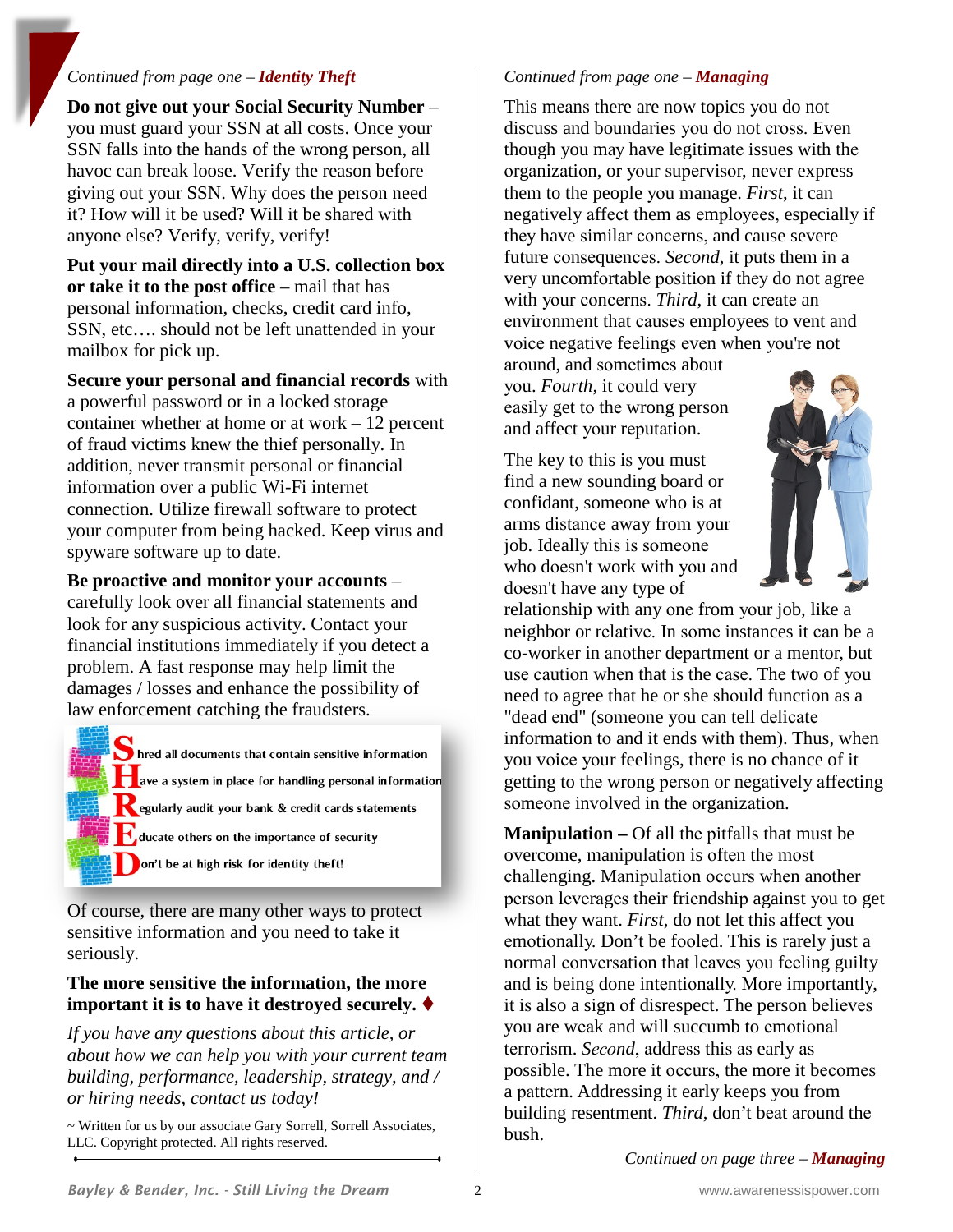*Continued from page one – **Identity Theft***

**Do not give out your Social Security Number** – you must guard your SSN at all costs. Once your SSN falls into the hands of the wrong person, all havoc can break loose. Verify the reason before giving out your SSN. Why does the person need it? How will it be used? Will it be shared with anyone else? Verify, verify, verify!

**Put your mail directly into a U.S. collection box or take it to the post office** – mail that has personal information, checks, credit card info, SSN, etc…. should not be left unattended in your mailbox for pick up.

**Secure your personal and financial records** with a powerful password or in a locked storage container whether at home or at work – 12 percent of fraud victims knew the thief personally. In addition, never transmit personal or financial information over a public Wi-Fi internet connection. Utilize firewall software to protect your computer from being hacked. Keep virus and spyware software up to date.

**Be proactive and monitor your accounts** – carefully look over all financial statements and look for any suspicious activity. Contact your financial institutions immediately if you detect a problem. A fast response may help limit the damages / losses and enhance the possibility of law enforcement catching the fraudsters.

**S**hred all documents that contain sensitive information
**H**ave a system in place for handling personal information
**R**egularly audit your bank & credit cards statements
**E**ducate others on the importance of security
**D**on't be at high risk for identity theft!

Of course, there are many other ways to protect sensitive information and you need to take it seriously.

**The more sensitive the information, the more important it is to have it destroyed securely.** ♦

*If you have any questions about this article, or about how we can help you with your current team building, performance, leadership, strategy, and / or hiring needs, contact us today!*

~ Written for us by our associate Gary Sorrell, Sorrell Associates, LLC. Copyright protected. All rights reserved.

*Continued from page one – **Managing***

This means there are now topics you do not discuss and boundaries you do not cross. Even though you may have legitimate issues with the organization, or your supervisor, never express them to the people you manage. *First*, it can negatively affect them as employees, especially if they have similar concerns, and cause severe future consequences. *Second*, it puts them in a very uncomfortable position if they do not agree with your concerns. *Third*, it can create an environment that causes employees to vent and voice negative feelings even when you're not around, and sometimes about you. *Fourth*, it could very easily get to the wrong person and affect your reputation.

The key to this is you must find a new sounding board or confidant, someone who is at arms distance away from your job. Ideally this is someone who doesn't work with you and doesn't have any type of relationship with any one from your job, like a neighbor or relative. In some instances it can be a co-worker in another department or a mentor, but use caution when that is the case. The two of you need to agree that he or she should function as a "dead end" (someone you can tell delicate information to and it ends with them). Thus, when you voice your feelings, there is no chance of it getting to the wrong person or negatively affecting someone involved in the organization.

**Manipulation –** Of all the pitfalls that must be overcome, manipulation is often the most challenging. Manipulation occurs when another person leverages their friendship against you to get what they want. *First*, do not let this affect you emotionally. Don't be fooled. This is rarely just a normal conversation that leaves you feeling guilty and is being done intentionally. More importantly, it is also a sign of disrespect. The person believes you are weak and will succumb to emotional terrorism. *Second*, address this as early as possible. The more it occurs, the more it becomes a pattern. Addressing it early keeps you from building resentment. *Third*, don't beat around the bush.

*Continued on page three – **Managing***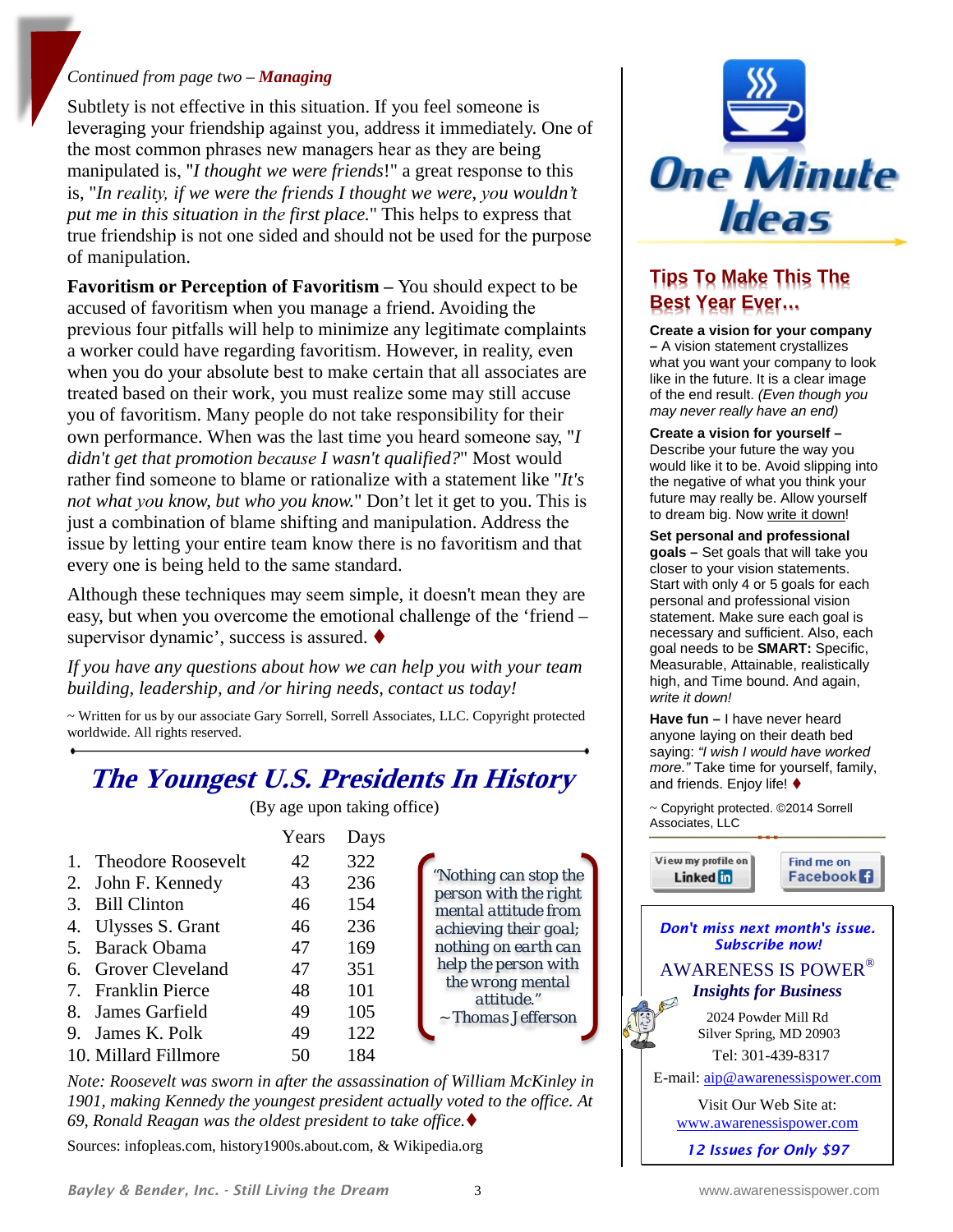*Continued from page two – **Managing***

Subtlety is not effective in this situation. If you feel someone is leveraging your friendship against you, address it immediately. One of the most common phrases new managers hear as they are being manipulated is, "*I thought we were friends*!" a great response to this is, "*In reality, if we were the friends I thought we were, you wouldn't put me in this situation in the first place.*" This helps to express that true friendship is not one sided and should not be used for the purpose of manipulation.

**Favoritism or Perception of Favoritism –** You should expect to be accused of favoritism when you manage a friend. Avoiding the previous four pitfalls will help to minimize any legitimate complaints a worker could have regarding favoritism. However, in reality, even when you do your absolute best to make certain that all associates are treated based on their work, you must realize some may still accuse you of favoritism. Many people do not take responsibility for their own performance. When was the last time you heard someone say, "*I didn't get that promotion because I wasn't qualified?*" Most would rather find someone to blame or rationalize with a statement like "*It's not what you know, but who you know.*" Don't let it get to you. This is just a combination of blame shifting and manipulation. Address the issue by letting your entire team know there is no favoritism and that every one is being held to the same standard.

Although these techniques may seem simple, it doesn't mean they are easy, but when you overcome the emotional challenge of the 'friend – supervisor dynamic', success is assured. ♦

*If you have any questions about how we can help you with your team building, leadership, and /or hiring needs, contact us today!*

~ Written for us by our associate Gary Sorrell, Sorrell Associates, LLC. Copyright protected worldwide. All rights reserved.

## The Youngest U.S. Presidents In History

(By age upon taking office)

| | Years | Days |
|---|---|---|
| 1. Theodore Roosevelt | 42 | 322 |
| 2. John F. Kennedy | 43 | 236 |
| 3. Bill Clinton | 46 | 154 |
| 4. Ulysses S. Grant | 46 | 236 |
| 5. Barack Obama | 47 | 169 |
| 6. Grover Cleveland | 47 | 351 |
| 7. Franklin Pierce | 48 | 101 |
| 8. James Garfield | 49 | 105 |
| 9. James K. Polk | 49 | 122 |
| 10. Millard Fillmore | 50 | 184 |

> "Nothing can stop the person with the right mental attitude from achieving their goal; nothing on earth can help the person with the wrong mental attitude."
> ~ Thomas Jefferson

*Note: Roosevelt was sworn in after the assassination of William McKinley in 1901, making Kennedy the youngest president actually voted to the office. At 69, Ronald Reagan was the oldest president to take office.*♦

Sources: infopleas.com, history1900s.about.com, & Wikipedia.org

## One Minute Ideas

### Tips To Make This The Best Year Ever…

**Create a vision for your company –** A vision statement crystallizes what you want your company to look like in the future. It is a clear image of the end result. *(Even though you may never really have an end)*

**Create a vision for yourself –** Describe your future the way you would like it to be. Avoid slipping into the negative of what you think your future may really be. Allow yourself to dream big. Now write it down!

**Set personal and professional goals –** Set goals that will take you closer to your vision statements. Start with only 4 or 5 goals for each personal and professional vision statement. Make sure each goal is necessary and sufficient. Also, each goal needs to be **SMART:** Specific, Measurable, Attainable, realistically high, and Time bound. And again, *write it down!*

**Have fun –** I have never heard anyone laying on their death bed saying: *"I wish I would have worked more."* Take time for yourself, family, and friends. Enjoy life! ♦

~ Copyright protected. ©2014 Sorrell Associates, LLC

View my profile on LinkedIn | Find me on Facebook

***Don't miss next month's issue. Subscribe now!***

AWARENESS IS POWER®
***Insights for Business***

2024 Powder Mill Rd
Silver Spring, MD 20903
Tel: 301-439-8317
E-mail: aip@awarenessispower.com

Visit Our Web Site at:
www.awarenessispower.com

***12 Issues for Only $97***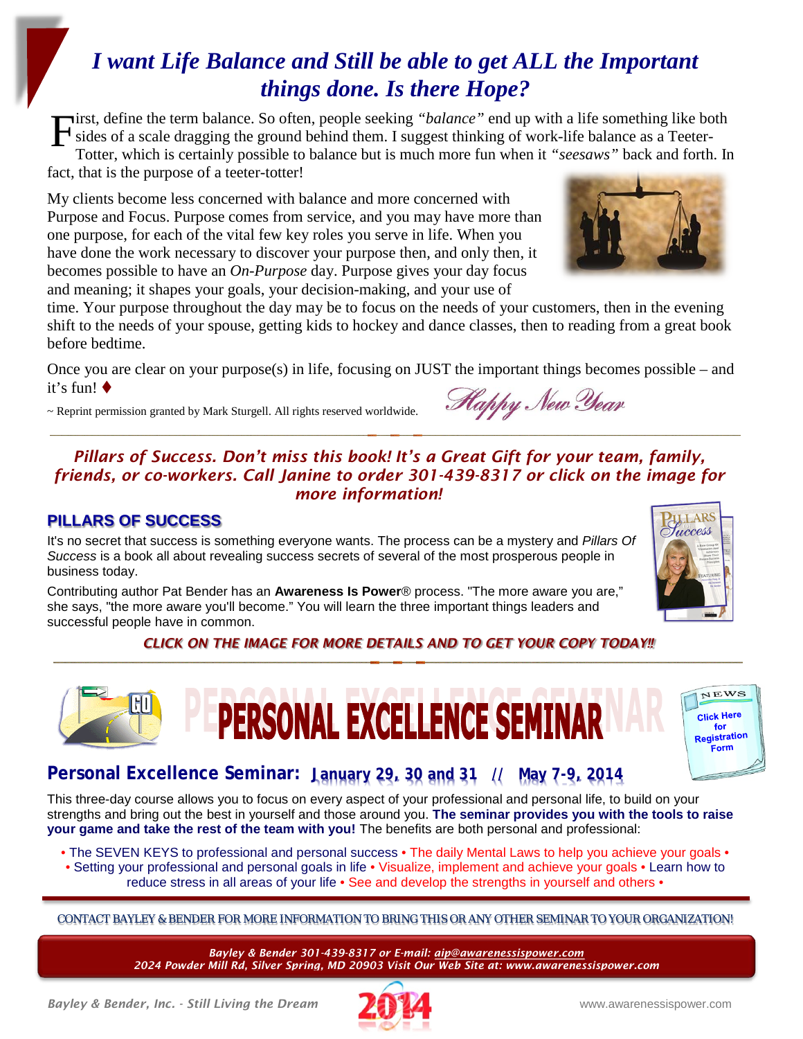# *I want Life Balance and Still be able to get ALL the Important things done. Is there Hope?*

First, define the term balance. So often, people seeking *"balance"* end up with a life something like both sides of a scale dragging the ground behind them. I suggest thinking of work-life balance as a Teeter-Totter, which is certainly possible to balance but is much more fun when it *"seesaws"* back and forth. In fact, that is the purpose of a teeter-totter!

My clients become less concerned with balance and more concerned with Purpose and Focus. Purpose comes from service, and you may have more than one purpose, for each of the vital few key roles you serve in life. When you have done the work necessary to discover your purpose then, and only then, it becomes possible to have an *On-Purpose* day. Purpose gives your day focus and meaning; it shapes your goals, your decision-making, and your use of time. Your purpose throughout the day may be to focus on the needs of your customers, then in the evening shift to the needs of your spouse, getting kids to hockey and dance classes, then to reading from a great book before bedtime.

Once you are clear on your purpose(s) in life, focusing on JUST the important things becomes possible – and it's fun! ♦

~ Reprint permission granted by Mark Sturgell. All rights reserved worldwide.

*Happy New Year*

---

***Pillars of Success. Don't miss this book! It's a Great Gift for your team, family, friends, or co-workers. Call Janine to order 301-439-8317 or click on the image for more information!***

## PILLARS OF SUCCESS

It's no secret that success is something everyone wants. The process can be a mystery and *Pillars Of Success* is a book all about revealing success secrets of several of the most prosperous people in business today.

Contributing author Pat Bender has an **Awareness Is Power**® process. "The more aware you are," she says, "the more aware you'll become." You will learn the three important things leaders and successful people have in common.

***CLICK ON THE IMAGE FOR MORE DETAILS AND TO GET YOUR COPY TODAY!!***

---

# PERSONAL EXCELLENCE SEMINAR

Click Here for Registration Form

## Personal Excellence Seminar: January 29, 30 and 31 // May 7-9, 2014

This three-day course allows you to focus on every aspect of your professional and personal life, to build on your strengths and bring out the best in yourself and those around you. **The seminar provides you with the tools to raise your game and take the rest of the team with you!** The benefits are both personal and professional:

• The SEVEN KEYS to professional and personal success • The daily Mental Laws to help you achieve your goals • • Setting your professional and personal goals in life • Visualize, implement and achieve your goals • Learn how to reduce stress in all areas of your life • See and develop the strengths in yourself and others •

CONTACT BAYLEY & BENDER FOR MORE INFORMATION TO BRING THIS OR ANY OTHER SEMINAR TO YOUR ORGANIZATION!

***Bayley & Bender 301-439-8317 or E-mail: aip@awarenessispower.com***
***2024 Powder Mill Rd, Silver Spring, MD 20903 Visit Our Web Site at: www.awarenessispower.com***

*Bayley & Bender, Inc. - Still Living the Dream* 2014 www.awarenessispower.com